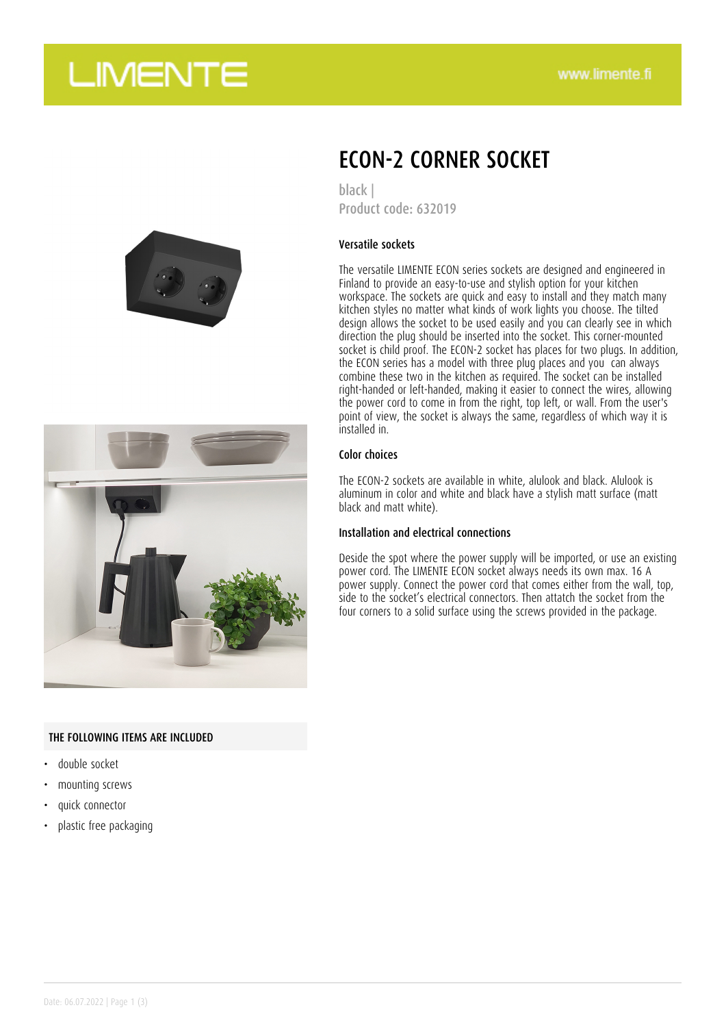# ECON-2 CORNER SOCKET

black |
Product code: 632019

### Versatile sockets

The versatile LIMENTE ECON series sockets are designed and engineered in Finland to provide an easy-to-use and stylish option for your kitchen workspace. The sockets are quick and easy to install and they match many kitchen styles no matter what kinds of work lights you choose. The tilted design allows the socket to be used easily and you can clearly see in which direction the plug should be inserted into the socket. This corner-mounted socket is child proof. The ECON-2 socket has places for two plugs. In addition, the ECON series has a model with three plug places and you can always combine these two in the kitchen as required. The socket can be installed right-handed or left-handed, making it easier to connect the wires, allowing the power cord to come in from the right, top left, or wall. From the user's point of view, the socket is always the same, regardless of which way it is installed in.

### Color choices

The ECON-2 sockets are available in white, alulook and black. Alulook is aluminum in color and white and black have a stylish matt surface (matt black and matt white).

### Installation and electrical connections

Deside the spot where the power supply will be imported, or use an existing power cord. The LIMENTE ECON socket always needs its own max. 16 A power supply. Connect the power cord that comes either from the wall, top, side to the socket's electrical connectors. Then attatch the socket from the four corners to a solid surface using the screws provided in the package.

### THE FOLLOWING ITEMS ARE INCLUDED

- double socket
- mounting screws
- quick connector
- plastic free packaging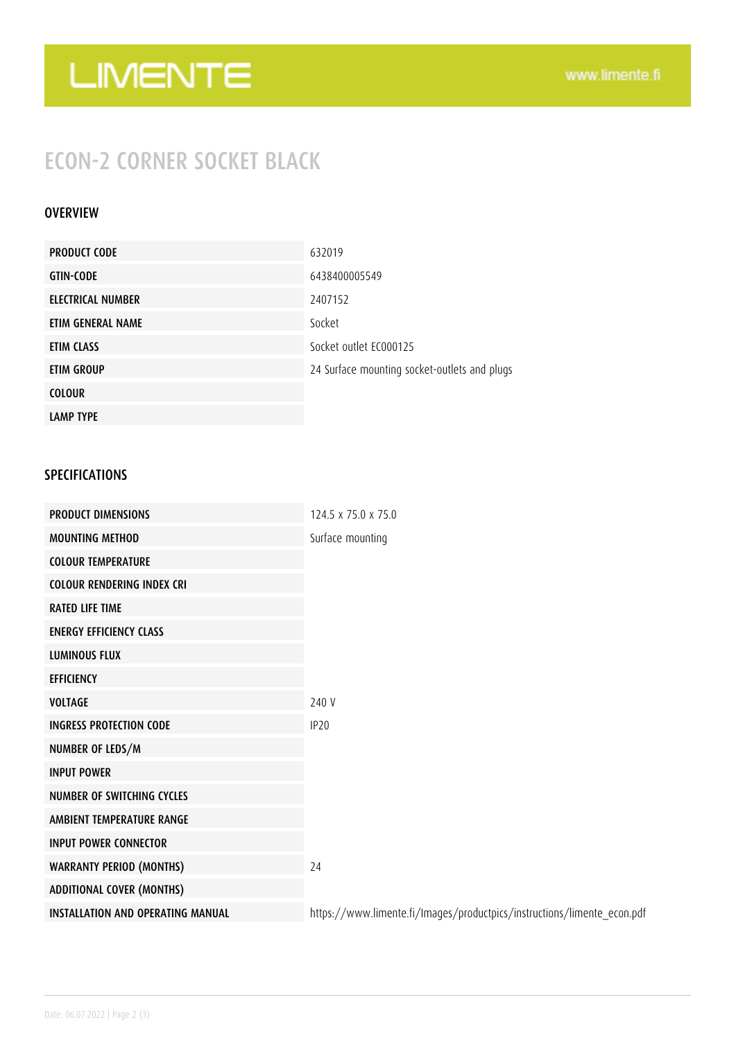# ECON-2 CORNER SOCKET BLACK

## OVERVIEW

| | |
|---|---|
| PRODUCT CODE | 632019 |
| GTIN-CODE | 6438400005549 |
| ELECTRICAL NUMBER | 2407152 |
| ETIM GENERAL NAME | Socket |
| ETIM CLASS | Socket outlet EC000125 |
| ETIM GROUP | 24 Surface mounting socket-outlets and plugs |
| COLOUR | |
| LAMP TYPE | |

## SPECIFICATIONS

| | |
|---|---|
| PRODUCT DIMENSIONS | 124.5 x 75.0 x 75.0 |
| MOUNTING METHOD | Surface mounting |
| COLOUR TEMPERATURE | |
| COLOUR RENDERING INDEX CRI | |
| RATED LIFE TIME | |
| ENERGY EFFICIENCY CLASS | |
| LUMINOUS FLUX | |
| EFFICIENCY | |
| VOLTAGE | 240 V |
| INGRESS PROTECTION CODE | IP20 |
| NUMBER OF LEDS/M | |
| INPUT POWER | |
| NUMBER OF SWITCHING CYCLES | |
| AMBIENT TEMPERATURE RANGE | |
| INPUT POWER CONNECTOR | |
| WARRANTY PERIOD (MONTHS) | 24 |
| ADDITIONAL COVER (MONTHS) | |
| INSTALLATION AND OPERATING MANUAL | https://www.limente.fi/Images/productpics/instructions/limente_econ.pdf |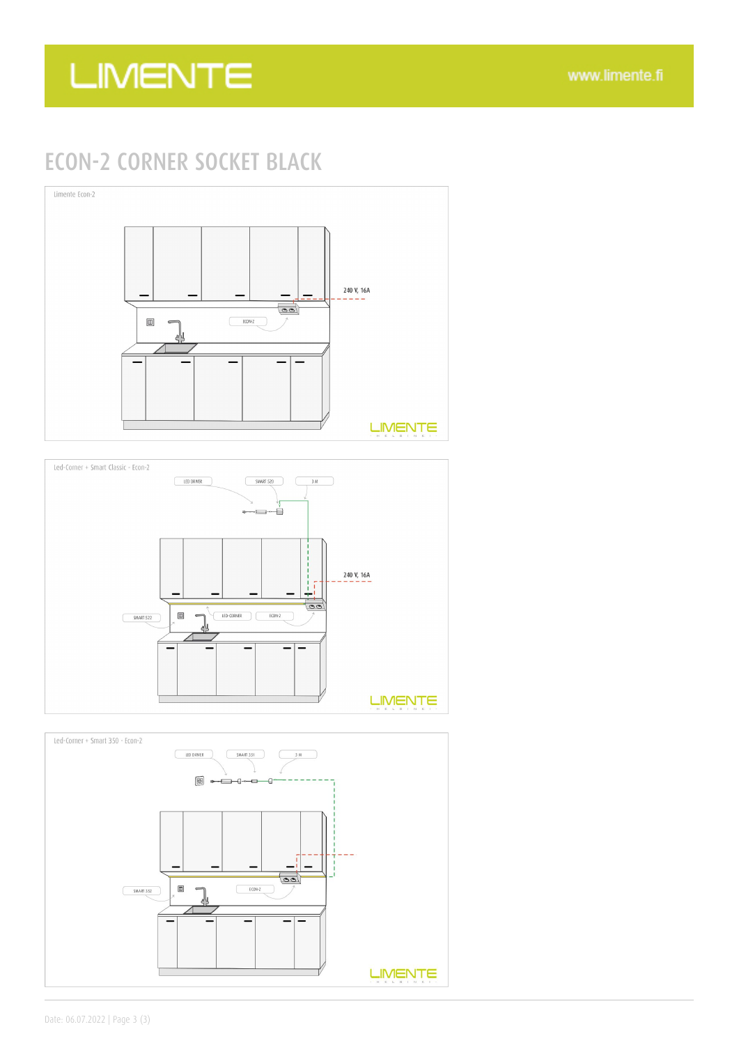# ECON-2 CORNER SOCKET BLACK

Limente Econ-2

240 V, 16A

ECON-2

Led-Corner + Smart Classic - Econ-2

LED DRIVER

SMART 520

3 M

240 V, 16A

SMART 522

LED-CORNER

ECON-2

Led-Corner + Smart 350 - Econ-2

LED DRIVER

SMART 351

3 M

SMART 352

ECON-2